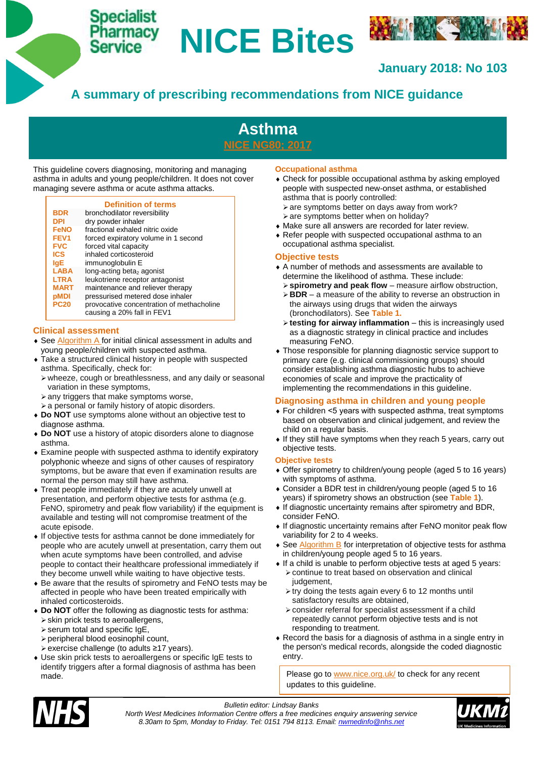# NICE Bites

**January 2018: No 103**

## A summary of prescribing recommendations from NICE guidance

# Asthma

NICE NG80; 2017

This guideline covers diagnosing, monitoring and managing asthma in adults and young people/children. It does not cover managing severe asthma or acute asthma attacks.

| Definition of terms | |
|---|---|
| **BDR** | bronchodilator reversibility |
| **DPI** | dry powder inhaler |
| **FeNO** | fractional exhaled nitric oxide |
| **FEV1** | forced expiratory volume in 1 second |
| **FVC** | forced vital capacity |
| **ICS** | inhaled corticosteroid |
| **IgE** | immunoglobulin E |
| **LABA** | long-acting beta$_2$ agonist |
| **LTRA** | leukotriene receptor antagonist |
| **MART** | maintenance and reliever therapy |
| **pMDI** | pressurised metered dose inhaler |
| **PC20** | provocative concentration of methacholine causing a 20% fall in FEV1 |

### Clinical assessment

- See Algorithm A for initial clinical assessment in adults and young people/children with suspected asthma.
- Take a structured clinical history in people with suspected asthma. Specifically, check for:
  - wheeze, cough or breathlessness, and any daily or seasonal variation in these symptoms,
  - any triggers that make symptoms worse,
  - a personal or family history of atopic disorders.
- **Do NOT** use symptoms alone without an objective test to diagnose asthma.
- **Do NOT** use a history of atopic disorders alone to diagnose asthma.
- Examine people with suspected asthma to identify expiratory polyphonic wheeze and signs of other causes of respiratory symptoms, but be aware that even if examination results are normal the person may still have asthma.
- Treat people immediately if they are acutely unwell at presentation, and perform objective tests for asthma (e.g. FeNO, spirometry and peak flow variability) if the equipment is available and testing will not compromise treatment of the acute episode.
- If objective tests for asthma cannot be done immediately for people who are acutely unwell at presentation, carry them out when acute symptoms have been controlled, and advise people to contact their healthcare professional immediately if they become unwell while waiting to have objective tests.
- Be aware that the results of spirometry and FeNO tests may be affected in people who have been treated empirically with inhaled corticosteroids.
- **Do NOT** offer the following as diagnostic tests for asthma:
  - skin prick tests to aeroallergens,
  - serum total and specific IgE,
  - peripheral blood eosinophil count,
  - exercise challenge (to adults ≥17 years).
- Use skin prick tests to aeroallergens or specific IgE tests to identify triggers after a formal diagnosis of asthma has been made.

### Occupational asthma

- Check for possible occupational asthma by asking employed people with suspected new-onset asthma, or established asthma that is poorly controlled:
  - are symptoms better on days away from work?
  - are symptoms better when on holiday?
- Make sure all answers are recorded for later review.
- Refer people with suspected occupational asthma to an occupational asthma specialist.

### Objective tests

- A number of methods and assessments are available to determine the likelihood of asthma. These include:
  - **spirometry and peak flow** – measure airflow obstruction,
  - **BDR** – a measure of the ability to reverse an obstruction in the airways using drugs that widen the airways (bronchodilators). See **Table 1.**
  - **testing for airway inflammation** – this is increasingly used as a diagnostic strategy in clinical practice and includes measuring FeNO.
- Those responsible for planning diagnostic service support to primary care (e.g. clinical commissioning groups) should consider establishing asthma diagnostic hubs to achieve economies of scale and improve the practicality of implementing the recommendations in this guideline.

### Diagnosing asthma in children and young people

- For children <5 years with suspected asthma, treat symptoms based on observation and clinical judgement, and review the child on a regular basis.
- If they still have symptoms when they reach 5 years, carry out objective tests.

#### Objective tests

- Offer spirometry to children/young people (aged 5 to 16 years) with symptoms of asthma.
- Consider a BDR test in children/young people (aged 5 to 16 years) if spirometry shows an obstruction (see **Table 1**).
- If diagnostic uncertainty remains after spirometry and BDR, consider FeNO.
- If diagnostic uncertainty remains after FeNO monitor peak flow variability for 2 to 4 weeks.
- See Algorithm B for interpretation of objective tests for asthma in children/young people aged 5 to 16 years.
- If a child is unable to perform objective tests at aged 5 years:
  - continue to treat based on observation and clinical judgement,
  - try doing the tests again every 6 to 12 months until satisfactory results are obtained,
  - consider referral for specialist assessment if a child repeatedly cannot perform objective tests and is not responding to treatment.
- Record the basis for a diagnosis of asthma in a single entry in the person's medical records, alongside the coded diagnostic entry.

Please go to www.nice.org.uk/ to check for any recent updates to this guideline.

*Bulletin editor: Lindsay Banks*
*North West Medicines Information Centre offers a free medicines enquiry answering service 8.30am to 5pm, Monday to Friday. Tel: 0151 794 8113. Email: nwmedinfo@nhs.net*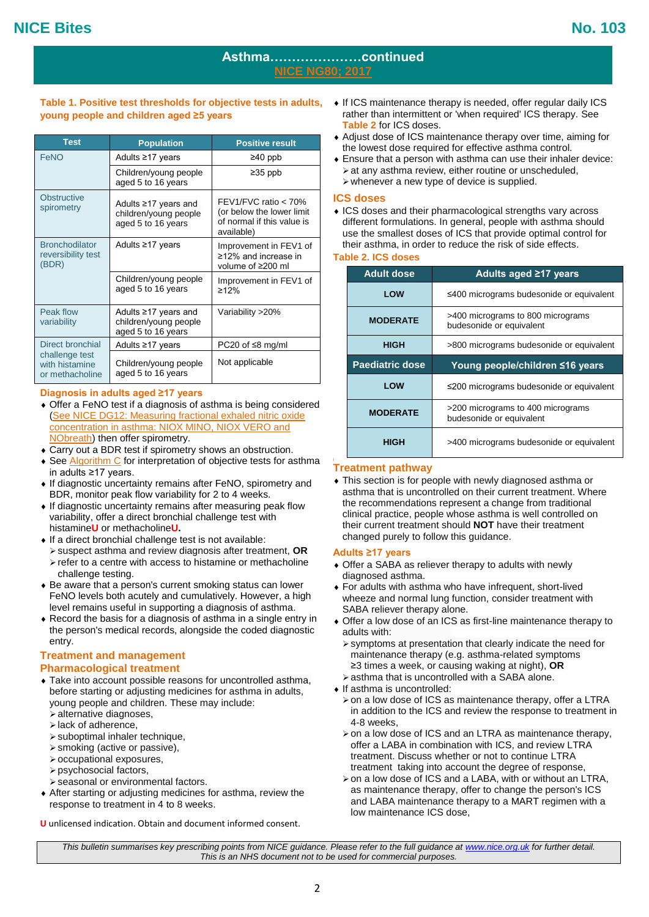## Asthma…………………continued

NICE NG80; 2017

**Table 1. Positive test thresholds for objective tests in adults, young people and children aged ≥5 years**

| Test | Population | Positive result |
|---|---|---|
| FeNO | Adults ≥17 years | ≥40 ppb |
| | Children/young people aged 5 to 16 years | ≥35 ppb |
| Obstructive spirometry | Adults ≥17 years and children/young people aged 5 to 16 years | FEV1/FVC ratio < 70% (or below the lower limit of normal if this value is available) |
| Bronchodilator reversibility test (BDR) | Adults ≥17 years | Improvement in FEV1 of ≥12% and increase in volume of ≥200 ml |
| | Children/young people aged 5 to 16 years | Improvement in FEV1 of ≥12% |
| Peak flow variability | Adults ≥17 years and children/young people aged 5 to 16 years | Variability >20% |
| Direct bronchial challenge test with histamine or methacholine | Adults ≥17 years | PC20 of ≤8 mg/ml |
| | Children/young people aged 5 to 16 years | Not applicable |

### Diagnosis in adults aged ≥17 years

- Offer a FeNO test if a diagnosis of asthma is being considered (See NICE DG12: Measuring fractional exhaled nitric oxide concentration in asthma: NIOX MINO, NIOX VERO and NObreath) then offer spirometry.
- Carry out a BDR test if spirometry shows an obstruction.
- See Algorithm C for interpretation of objective tests for asthma in adults ≥17 years.
- If diagnostic uncertainty remains after FeNO, spirometry and BDR, monitor peak flow variability for 2 to 4 weeks.
- If diagnostic uncertainty remains after measuring peak flow variability, offer a direct bronchial challenge test with histamine**U** or methacholine**U**.
- If a direct bronchial challenge test is not available:
  - suspect asthma and review diagnosis after treatment, **OR**
  - refer to a centre with access to histamine or methacholine challenge testing.
- Be aware that a person's current smoking status can lower FeNO levels both acutely and cumulatively. However, a high level remains useful in supporting a diagnosis of asthma.
- Record the basis for a diagnosis of asthma in a single entry in the person's medical records, alongside the coded diagnostic entry.

### Treatment and management

### Pharmacological treatment

- Take into account possible reasons for uncontrolled asthma, before starting or adjusting medicines for asthma in adults, young people and children. These may include:
  - alternative diagnoses,
  - lack of adherence,
  - suboptimal inhaler technique,
  - smoking (active or passive),
  - occupational exposures,
  - psychosocial factors,
  - seasonal or environmental factors.
- After starting or adjusting medicines for asthma, review the response to treatment in 4 to 8 weeks.

**U** unlicensed indication. Obtain and document informed consent.

- If ICS maintenance therapy is needed, offer regular daily ICS rather than intermittent or 'when required' ICS therapy. See Table 2 for ICS doses.
- Adjust dose of ICS maintenance therapy over time, aiming for the lowest dose required for effective asthma control.
- Ensure that a person with asthma can use their inhaler device:
  - at any asthma review, either routine or unscheduled,
  - whenever a new type of device is supplied.

### ICS doses

- ICS doses and their pharmacological strengths vary across different formulations. In general, people with asthma should use the smallest doses of ICS that provide optimal control for their asthma, in order to reduce the risk of side effects.

**Table 2. ICS doses**

| Adult dose | Adults aged ≥17 years |
|---|---|
| LOW | ≤400 micrograms budesonide or equivalent |
| MODERATE | >400 micrograms to 800 micrograms budesonide or equivalent |
| HIGH | >800 micrograms budesonide or equivalent |
| **Paediatric dose** | **Young people/children ≤16 years** |
| LOW | ≤200 micrograms budesonide or equivalent |
| MODERATE | >200 micrograms to 400 micrograms budesonide or equivalent |
| HIGH | >400 micrograms budesonide or equivalent |

### Treatment pathway

- This section is for people with newly diagnosed asthma or asthma that is uncontrolled on their current treatment. Where the recommendations represent a change from traditional clinical practice, people whose asthma is well controlled on their current treatment should **NOT** have their treatment changed purely to follow this guidance.

#### Adults ≥17 years

- Offer a SABA as reliever therapy to adults with newly diagnosed asthma.
- For adults with asthma who have infrequent, short-lived wheeze and normal lung function, consider treatment with SABA reliever therapy alone.
- Offer a low dose of an ICS as first-line maintenance therapy to adults with:
  - symptoms at presentation that clearly indicate the need for maintenance therapy (e.g. asthma-related symptoms ≥3 times a week, or causing waking at night), **OR**
  - asthma that is uncontrolled with a SABA alone.
- If asthma is uncontrolled:
  - on a low dose of ICS as maintenance therapy, offer a LTRA in addition to the ICS and review the response to treatment in 4-8 weeks,
  - on a low dose of ICS and an LTRA as maintenance therapy, offer a LABA in combination with ICS, and review LTRA treatment. Discuss whether or not to continue LTRA treatment taking into account the degree of response,
  - on a low dose of ICS and a LABA, with or without an LTRA, as maintenance therapy, offer to change the person's ICS and LABA maintenance therapy to a MART regimen with a low maintenance ICS dose,

*This bulletin summarises key prescribing points from NICE guidance. Please refer to the full guidance at www.nice.org.uk for further detail. This is an NHS document not to be used for commercial purposes.*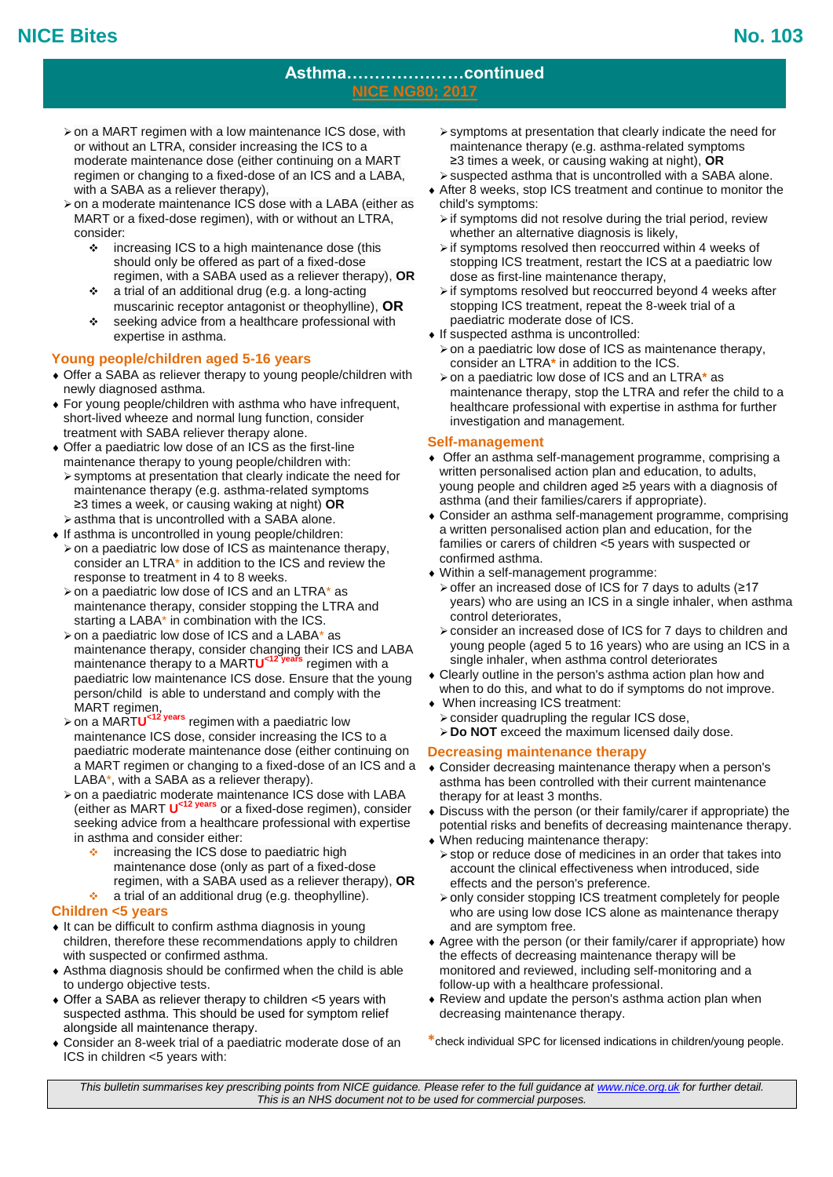## Asthma…………………continued

NICE NG80; 2017

- on a MART regimen with a low maintenance ICS dose, with or without an LTRA, consider increasing the ICS to a moderate maintenance dose (either continuing on a MART regimen or changing to a fixed-dose of an ICS and a LABA, with a SABA as a reliever therapy),
- on a moderate maintenance ICS dose with a LABA (either as MART or a fixed-dose regimen), with or without an LTRA, consider:
  - increasing ICS to a high maintenance dose (this should only be offered as part of a fixed-dose regimen, with a SABA used as a reliever therapy), **OR**
  - a trial of an additional drug (e.g. a long-acting muscarinic receptor antagonist or theophylline), **OR**
  - seeking advice from a healthcare professional with expertise in asthma.

### Young people/children aged 5-16 years

- Offer a SABA as reliever therapy to young people/children with newly diagnosed asthma.
- For young people/children with asthma who have infrequent, short-lived wheeze and normal lung function, consider treatment with SABA reliever therapy alone.
- Offer a paediatric low dose of an ICS as the first-line maintenance therapy to young people/children with:
  - symptoms at presentation that clearly indicate the need for maintenance therapy (e.g. asthma-related symptoms ≥3 times a week, or causing waking at night) **OR**
  - asthma that is uncontrolled with a SABA alone.
- If asthma is uncontrolled in young people/children:
  - on a paediatric low dose of ICS as maintenance therapy, consider an LTRA* in addition to the ICS and review the response to treatment in 4 to 8 weeks.
  - on a paediatric low dose of ICS and an LTRA* as maintenance therapy, consider stopping the LTRA and starting a LABA* in combination with the ICS.
  - on a paediatric low dose of ICS and a LABA* as maintenance therapy, consider changing their ICS and LABA maintenance therapy to a MART**U**[<12 years] regimen with a paediatric low maintenance ICS dose. Ensure that the young person/child is able to understand and comply with the MART regimen,
  - on a MART**U**[<12 years] regimen with a paediatric low maintenance ICS dose, consider increasing the ICS to a paediatric moderate maintenance dose (either continuing on a MART regimen or changing to a fixed-dose of an ICS and a LABA*, with a SABA as a reliever therapy).
  - on a paediatric moderate maintenance ICS dose with LABA (either as MART **U**[<12 years] or a fixed-dose regimen), consider seeking advice from a healthcare professional with expertise in asthma and consider either:
    - increasing the ICS dose to paediatric high maintenance dose (only as part of a fixed-dose regimen, with a SABA used as a reliever therapy), **OR**
    - a trial of an additional drug (e.g. theophylline).

### Children <5 years

- It can be difficult to confirm asthma diagnosis in young children, therefore these recommendations apply to children with suspected or confirmed asthma.
- Asthma diagnosis should be confirmed when the child is able to undergo objective tests.
- Offer a SABA as reliever therapy to children <5 years with suspected asthma. This should be used for symptom relief alongside all maintenance therapy.
- Consider an 8-week trial of a paediatric moderate dose of an ICS in children <5 years with:
  - symptoms at presentation that clearly indicate the need for maintenance therapy (e.g. asthma-related symptoms ≥3 times a week, or causing waking at night), **OR**
  - suspected asthma that is uncontrolled with a SABA alone.
- After 8 weeks, stop ICS treatment and continue to monitor the child's symptoms:
  - if symptoms did not resolve during the trial period, review whether an alternative diagnosis is likely,
  - if symptoms resolved then reoccurred within 4 weeks of stopping ICS treatment, restart the ICS at a paediatric low dose as first-line maintenance therapy,
  - if symptoms resolved but reoccurred beyond 4 weeks after stopping ICS treatment, repeat the 8-week trial of a paediatric moderate dose of ICS.
- If suspected asthma is uncontrolled:
  - on a paediatric low dose of ICS as maintenance therapy, consider an LTRA* in addition to the ICS.
  - on a paediatric low dose of ICS and an LTRA* as maintenance therapy, stop the LTRA and refer the child to a healthcare professional with expertise in asthma for further investigation and management.

### Self-management

- Offer an asthma self-management programme, comprising a written personalised action plan and education, to adults, young people and children aged ≥5 years with a diagnosis of asthma (and their families/carers if appropriate).
- Consider an asthma self-management programme, comprising a written personalised action plan and education, for the families or carers of children <5 years with suspected or confirmed asthma.
- Within a self-management programme:
  - offer an increased dose of ICS for 7 days to adults (≥17 years) who are using an ICS in a single inhaler, when asthma control deteriorates,
  - consider an increased dose of ICS for 7 days to children and young people (aged 5 to 16 years) who are using an ICS in a single inhaler, when asthma control deteriorates
- Clearly outline in the person's asthma action plan how and when to do this, and what to do if symptoms do not improve.
- When increasing ICS treatment:
  - consider quadrupling the regular ICS dose,
  - **Do NOT** exceed the maximum licensed daily dose.

### Decreasing maintenance therapy

- Consider decreasing maintenance therapy when a person's asthma has been controlled with their current maintenance therapy for at least 3 months.
- Discuss with the person (or their family/carer if appropriate) the potential risks and benefits of decreasing maintenance therapy.
- When reducing maintenance therapy:
  - stop or reduce dose of medicines in an order that takes into account the clinical effectiveness when introduced, side effects and the person's preference.
  - only consider stopping ICS treatment completely for people who are using low dose ICS alone as maintenance therapy and are symptom free.
- Agree with the person (or their family/carer if appropriate) how the effects of decreasing maintenance therapy will be monitored and reviewed, including self-monitoring and a follow-up with a healthcare professional.
- Review and update the person's asthma action plan when decreasing maintenance therapy.

*check individual SPC for licensed indications in children/young people.

*This bulletin summarises key prescribing points from NICE guidance. Please refer to the full guidance at www.nice.org.uk for further detail. This is an NHS document not to be used for commercial purposes.*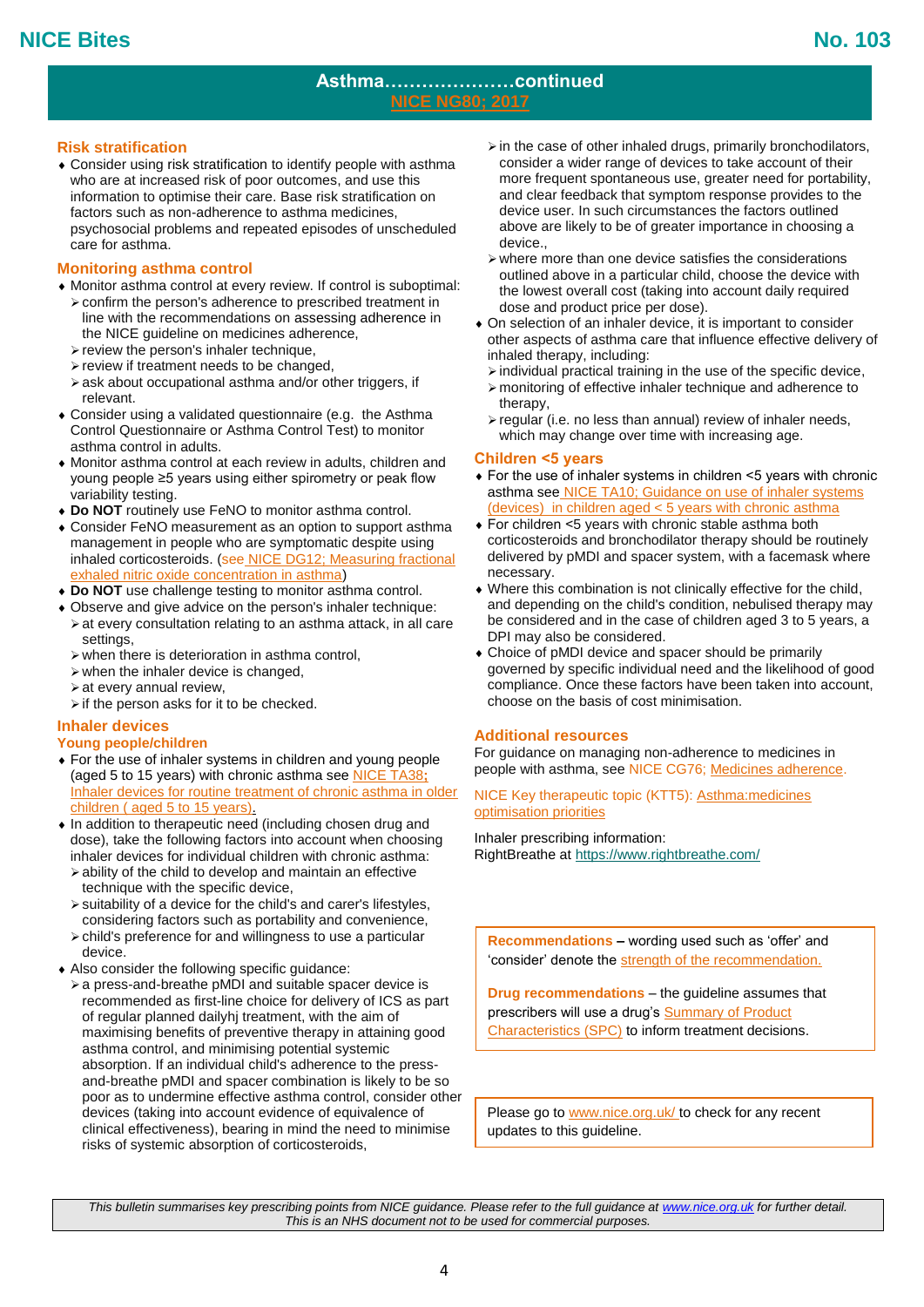## Asthma………………….continued

NICE NG80; 2017

### Risk stratification

- Consider using risk stratification to identify people with asthma who are at increased risk of poor outcomes, and use this information to optimise their care. Base risk stratification on factors such as non-adherence to asthma medicines, psychosocial problems and repeated episodes of unscheduled care for asthma.

### Monitoring asthma control

- Monitor asthma control at every review. If control is suboptimal:
  - confirm the person's adherence to prescribed treatment in line with the recommendations on assessing adherence in the NICE guideline on medicines adherence,
  - review the person's inhaler technique,
  - review if treatment needs to be changed,
  - ask about occupational asthma and/or other triggers, if relevant.
- Consider using a validated questionnaire (e.g. the Asthma Control Questionnaire or Asthma Control Test) to monitor asthma control in adults.
- Monitor asthma control at each review in adults, children and young people ≥5 years using either spirometry or peak flow variability testing.
- **Do NOT** routinely use FeNO to monitor asthma control.
- Consider FeNO measurement as an option to support asthma management in people who are symptomatic despite using inhaled corticosteroids. (see NICE DG12; Measuring fractional exhaled nitric oxide concentration in asthma)
- **Do NOT** use challenge testing to monitor asthma control.
- Observe and give advice on the person's inhaler technique:
  - at every consultation relating to an asthma attack, in all care settings,
  - when there is deterioration in asthma control,
  - when the inhaler device is changed,
  - at every annual review,
  - if the person asks for it to be checked.

### Inhaler devices

#### Young people/children

- For the use of inhaler systems in children and young people (aged 5 to 15 years) with chronic asthma see NICE TA38; Inhaler devices for routine treatment of chronic asthma in older children ( aged 5 to 15 years).
- In addition to therapeutic need (including chosen drug and dose), take the following factors into account when choosing inhaler devices for individual children with chronic asthma:
  - ability of the child to develop and maintain an effective technique with the specific device,
  - suitability of a device for the child's and carer's lifestyles, considering factors such as portability and convenience,
  - child's preference for and willingness to use a particular device.
- Also consider the following specific guidance:
  - a press-and-breathe pMDI and suitable spacer device is recommended as first-line choice for delivery of ICS as part of regular planned dailyhj treatment, with the aim of maximising benefits of preventive therapy in attaining good asthma control, and minimising potential systemic absorption. If an individual child's adherence to the press-and-breathe pMDI and spacer combination is likely to be so poor as to undermine effective asthma control, consider other devices (taking into account evidence of equivalence of clinical effectiveness), bearing in mind the need to minimise risks of systemic absorption of corticosteroids,
  - in the case of other inhaled drugs, primarily bronchodilators, consider a wider range of devices to take account of their more frequent spontaneous use, greater need for portability, and clear feedback that symptom response provides to the device user. In such circumstances the factors outlined above are likely to be of greater importance in choosing a device.,
  - where more than one device satisfies the considerations outlined above in a particular child, choose the device with the lowest overall cost (taking into account daily required dose and product price per dose).
- On selection of an inhaler device, it is important to consider other aspects of asthma care that influence effective delivery of inhaled therapy, including:
  - individual practical training in the use of the specific device,
  - monitoring of effective inhaler technique and adherence to therapy,
  - regular (i.e. no less than annual) review of inhaler needs, which may change over time with increasing age.

### Children <5 years

- For the use of inhaler systems in children <5 years with chronic asthma see NICE TA10; Guidance on use of inhaler systems (devices) in children aged < 5 years with chronic asthma
- For children <5 years with chronic stable asthma both corticosteroids and bronchodilator therapy should be routinely delivered by pMDI and spacer system, with a facemask where necessary.
- Where this combination is not clinically effective for the child, and depending on the child's condition, nebulised therapy may be considered and in the case of children aged 3 to 5 years, a DPI may also be considered.
- Choice of pMDI device and spacer should be primarily governed by specific individual need and the likelihood of good compliance. Once these factors have been taken into account, choose on the basis of cost minimisation.

### Additional resources

For guidance on managing non-adherence to medicines in people with asthma, see NICE CG76; Medicines adherence.

NICE Key therapeutic topic (KTT5): Asthma:medicines optimisation priorities

Inhaler prescribing information:
RightBreathe at https://www.rightbreathe.com/

**Recommendations** – wording used such as 'offer' and 'consider' denote the strength of the recommendation.

**Drug recommendations** – the guideline assumes that prescribers will use a drug's Summary of Product Characteristics (SPC) to inform treatment decisions.

Please go to www.nice.org.uk/ to check for any recent updates to this guideline.

*This bulletin summarises key prescribing points from NICE guidance. Please refer to the full guidance at www.nice.org.uk for further detail. This is an NHS document not to be used for commercial purposes.*